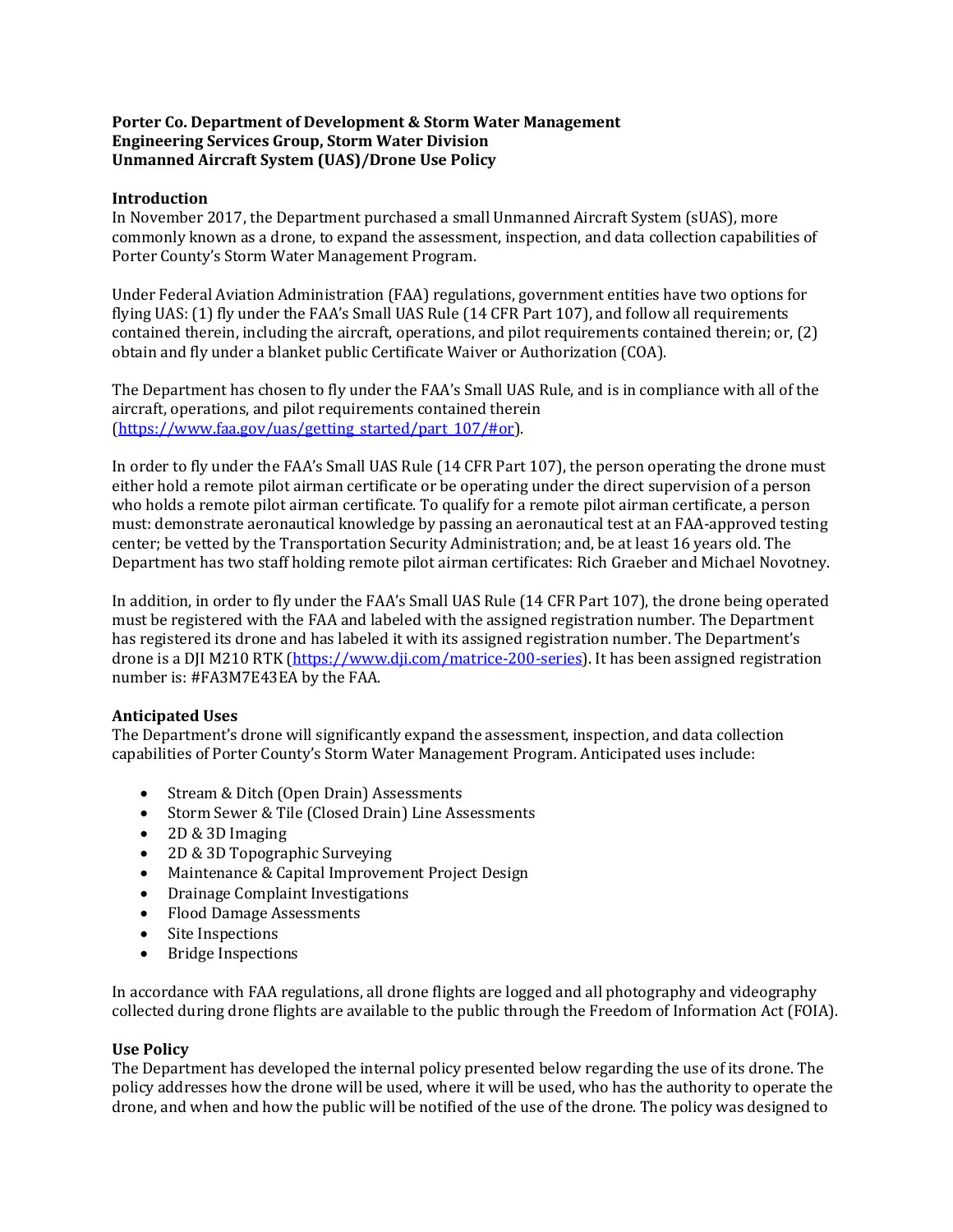**Porter Co. Department of Development & Storm Water Management**
**Engineering Services Group, Storm Water Division**
**Unmanned Aircraft System (UAS)/Drone Use Policy**

## Introduction

In November 2017, the Department purchased a small Unmanned Aircraft System (sUAS), more commonly known as a drone, to expand the assessment, inspection, and data collection capabilities of Porter County's Storm Water Management Program.

Under Federal Aviation Administration (FAA) regulations, government entities have two options for flying UAS: (1) fly under the FAA's Small UAS Rule (14 CFR Part 107), and follow all requirements contained therein, including the aircraft, operations, and pilot requirements contained therein; or, (2) obtain and fly under a blanket public Certificate Waiver or Authorization (COA).

The Department has chosen to fly under the FAA's Small UAS Rule, and is in compliance with all of the aircraft, operations, and pilot requirements contained therein (https://www.faa.gov/uas/getting_started/part_107/#or).

In order to fly under the FAA's Small UAS Rule (14 CFR Part 107), the person operating the drone must either hold a remote pilot airman certificate or be operating under the direct supervision of a person who holds a remote pilot airman certificate. To qualify for a remote pilot airman certificate, a person must: demonstrate aeronautical knowledge by passing an aeronautical test at an FAA-approved testing center; be vetted by the Transportation Security Administration; and, be at least 16 years old. The Department has two staff holding remote pilot airman certificates: Rich Graeber and Michael Novotney.

In addition, in order to fly under the FAA's Small UAS Rule (14 CFR Part 107), the drone being operated must be registered with the FAA and labeled with the assigned registration number. The Department has registered its drone and has labeled it with its assigned registration number. The Department's drone is a DJI M210 RTK (https://www.dji.com/matrice-200-series). It has been assigned registration number is: #FA3M7E43EA by the FAA.

## Anticipated Uses

The Department's drone will significantly expand the assessment, inspection, and data collection capabilities of Porter County's Storm Water Management Program. Anticipated uses include:

- Stream & Ditch (Open Drain) Assessments
- Storm Sewer & Tile (Closed Drain) Line Assessments
- 2D & 3D Imaging
- 2D & 3D Topographic Surveying
- Maintenance & Capital Improvement Project Design
- Drainage Complaint Investigations
- Flood Damage Assessments
- Site Inspections
- Bridge Inspections

In accordance with FAA regulations, all drone flights are logged and all photography and videography collected during drone flights are available to the public through the Freedom of Information Act (FOIA).

## Use Policy

The Department has developed the internal policy presented below regarding the use of its drone. The policy addresses how the drone will be used, where it will be used, who has the authority to operate the drone, and when and how the public will be notified of the use of the drone. The policy was designed to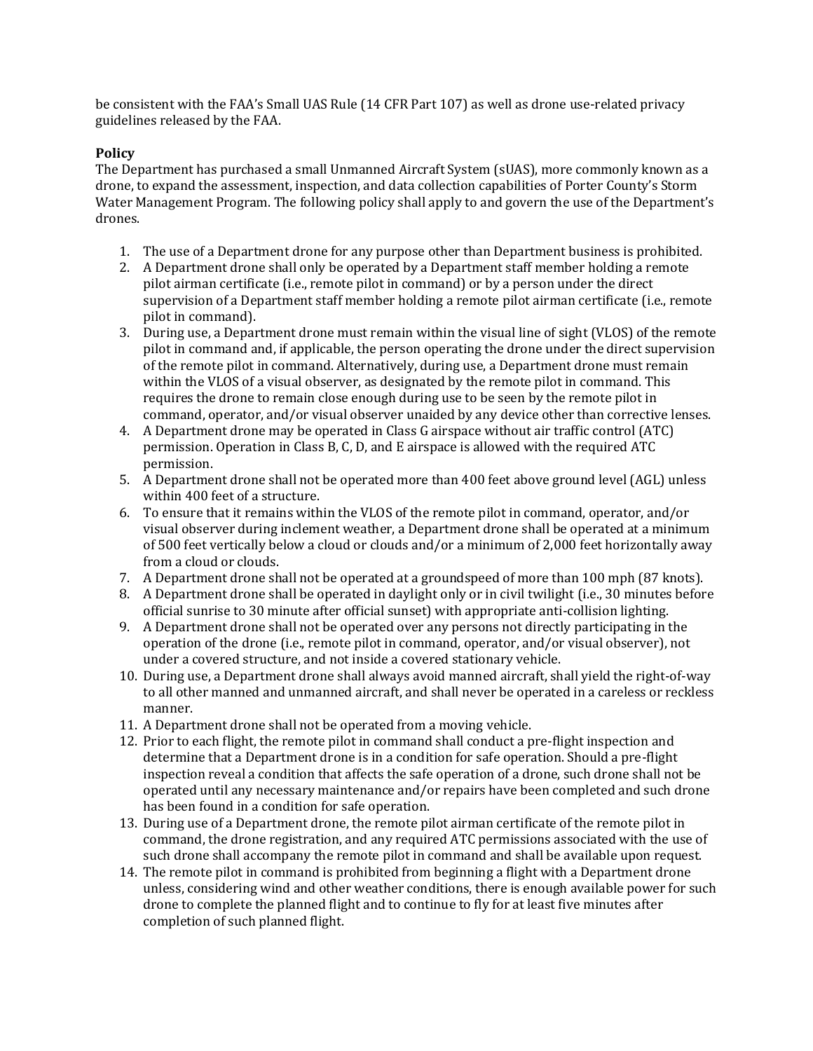be consistent with the FAA's Small UAS Rule (14 CFR Part 107) as well as drone use-related privacy guidelines released by the FAA.

**Policy**

The Department has purchased a small Unmanned Aircraft System (sUAS), more commonly known as a drone, to expand the assessment, inspection, and data collection capabilities of Porter County's Storm Water Management Program. The following policy shall apply to and govern the use of the Department's drones.

1. The use of a Department drone for any purpose other than Department business is prohibited.
2. A Department drone shall only be operated by a Department staff member holding a remote pilot airman certificate (i.e., remote pilot in command) or by a person under the direct supervision of a Department staff member holding a remote pilot airman certificate (i.e., remote pilot in command).
3. During use, a Department drone must remain within the visual line of sight (VLOS) of the remote pilot in command and, if applicable, the person operating the drone under the direct supervision of the remote pilot in command. Alternatively, during use, a Department drone must remain within the VLOS of a visual observer, as designated by the remote pilot in command. This requires the drone to remain close enough during use to be seen by the remote pilot in command, operator, and/or visual observer unaided by any device other than corrective lenses.
4. A Department drone may be operated in Class G airspace without air traffic control (ATC) permission. Operation in Class B, C, D, and E airspace is allowed with the required ATC permission.
5. A Department drone shall not be operated more than 400 feet above ground level (AGL) unless within 400 feet of a structure.
6. To ensure that it remains within the VLOS of the remote pilot in command, operator, and/or visual observer during inclement weather, a Department drone shall be operated at a minimum of 500 feet vertically below a cloud or clouds and/or a minimum of 2,000 feet horizontally away from a cloud or clouds.
7. A Department drone shall not be operated at a groundspeed of more than 100 mph (87 knots).
8. A Department drone shall be operated in daylight only or in civil twilight (i.e., 30 minutes before official sunrise to 30 minute after official sunset) with appropriate anti-collision lighting.
9. A Department drone shall not be operated over any persons not directly participating in the operation of the drone (i.e., remote pilot in command, operator, and/or visual observer), not under a covered structure, and not inside a covered stationary vehicle.
10. During use, a Department drone shall always avoid manned aircraft, shall yield the right-of-way to all other manned and unmanned aircraft, and shall never be operated in a careless or reckless manner.
11. A Department drone shall not be operated from a moving vehicle.
12. Prior to each flight, the remote pilot in command shall conduct a pre-flight inspection and determine that a Department drone is in a condition for safe operation. Should a pre-flight inspection reveal a condition that affects the safe operation of a drone, such drone shall not be operated until any necessary maintenance and/or repairs have been completed and such drone has been found in a condition for safe operation.
13. During use of a Department drone, the remote pilot airman certificate of the remote pilot in command, the drone registration, and any required ATC permissions associated with the use of such drone shall accompany the remote pilot in command and shall be available upon request.
14. The remote pilot in command is prohibited from beginning a flight with a Department drone unless, considering wind and other weather conditions, there is enough available power for such drone to complete the planned flight and to continue to fly for at least five minutes after completion of such planned flight.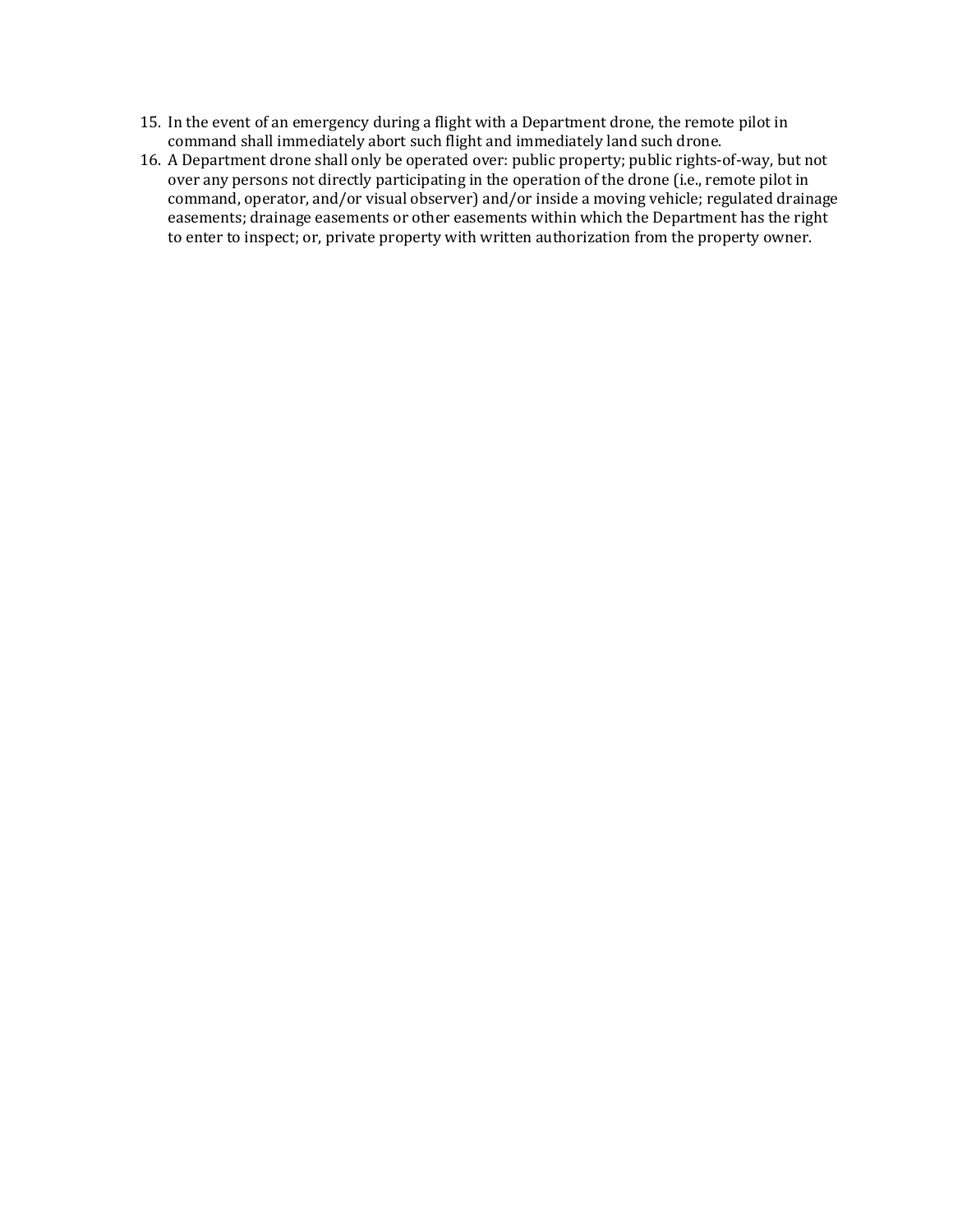15. In the event of an emergency during a flight with a Department drone, the remote pilot in command shall immediately abort such flight and immediately land such drone.
16. A Department drone shall only be operated over: public property; public rights-of-way, but not over any persons not directly participating in the operation of the drone (i.e., remote pilot in command, operator, and/or visual observer) and/or inside a moving vehicle; regulated drainage easements; drainage easements or other easements within which the Department has the right to enter to inspect; or, private property with written authorization from the property owner.